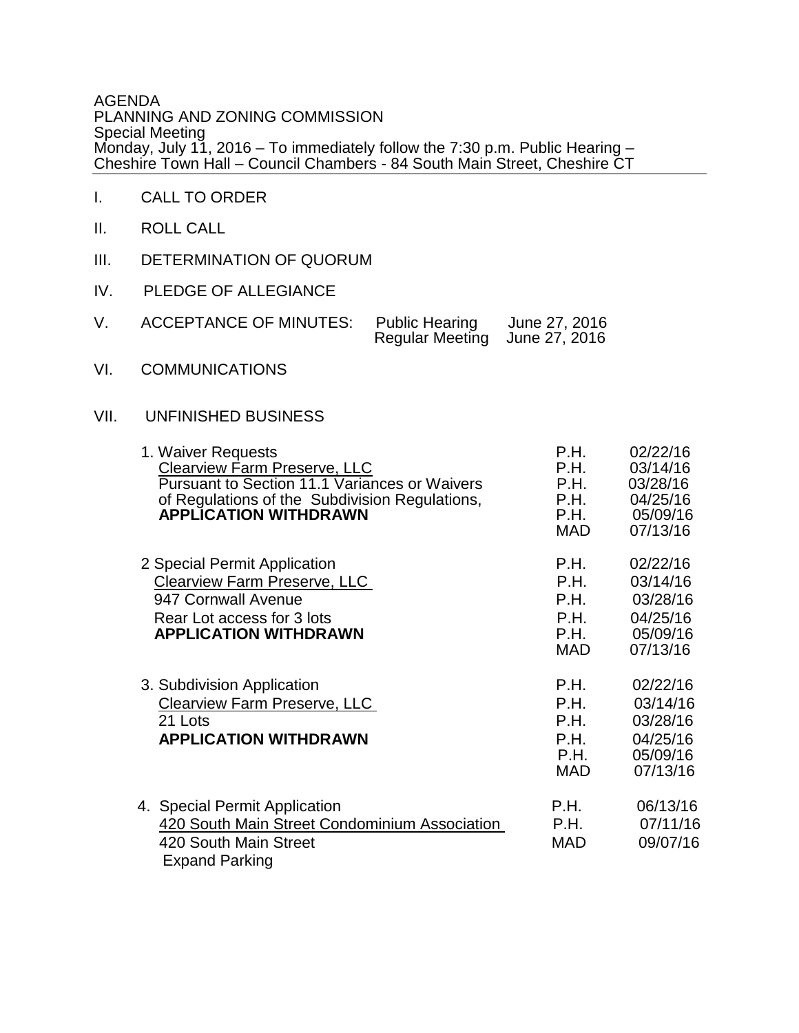AGENDA
PLANNING AND ZONING COMMISSION
Special Meeting
Monday, July 11, 2016 – To immediately follow the 7:30 p.m. Public Hearing –
Cheshire Town Hall – Council Chambers - 84 South Main Street, Cheshire CT

I. CALL TO ORDER

II. ROLL CALL

III. DETERMINATION OF QUORUM

IV. PLEDGE OF ALLEGIANCE

V. ACCEPTANCE OF MINUTES: Public Hearing June 27, 2016
Regular Meeting June 27, 2016

VI. COMMUNICATIONS

VII. UNFINISHED BUSINESS

| Item | | |
|---|---|---|
| 1. Waiver Requests<br>Clearview Farm Preserve, LLC<br>Pursuant to Section 11.1 Variances or Waivers of Regulations of the Subdivision Regulations,<br>**APPLICATION WITHDRAWN** | P.H.<br>P.H.<br>P.H.<br>P.H.<br>P.H.<br>MAD | 02/22/16<br>03/14/16<br>03/28/16<br>04/25/16<br>05/09/16<br>07/13/16 |
| 2 Special Permit Application<br>Clearview Farm Preserve, LLC<br>947 Cornwall Avenue<br>Rear Lot access for 3 lots<br>**APPLICATION WITHDRAWN** | P.H.<br>P.H.<br>P.H.<br>P.H.<br>P.H.<br>MAD | 02/22/16<br>03/14/16<br>03/28/16<br>04/25/16<br>05/09/16<br>07/13/16 |
| 3. Subdivision Application<br>Clearview Farm Preserve, LLC<br>21 Lots<br>**APPLICATION WITHDRAWN** | P.H.<br>P.H.<br>P.H.<br>P.H.<br>P.H.<br>MAD | 02/22/16<br>03/14/16<br>03/28/16<br>04/25/16<br>05/09/16<br>07/13/16 |
| 4. Special Permit Application<br>420 South Main Street Condominium Association<br>420 South Main Street<br>Expand Parking | P.H.<br>P.H.<br>MAD | 06/13/16<br>07/11/16<br>09/07/16 |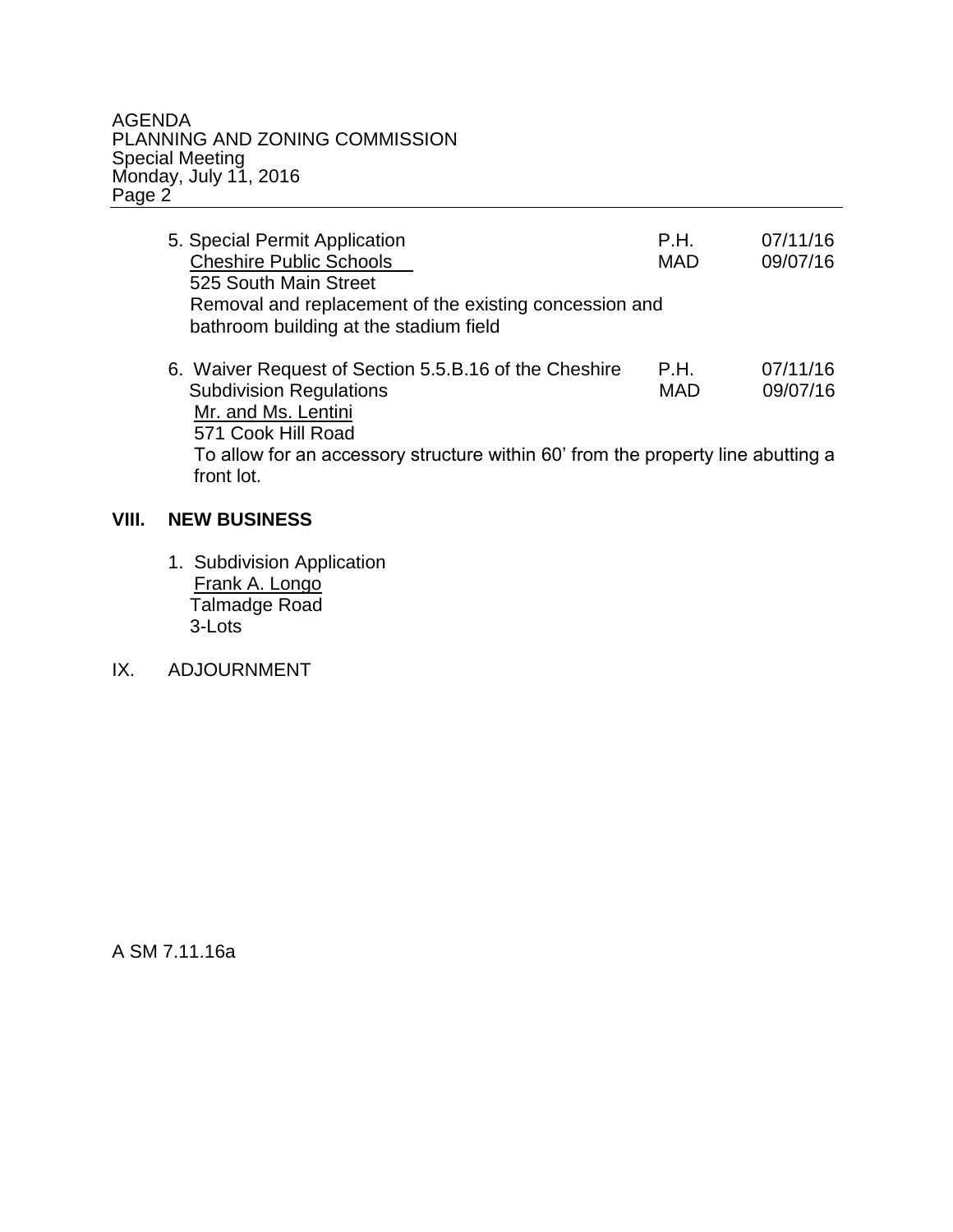5. Special Permit Application P.H. 07/11/16
   Cheshire Public Schools MAD 09/07/16
   525 South Main Street
   Removal and replacement of the existing concession and bathroom building at the stadium field

6. Waiver Request of Section 5.5.B.16 of the Cheshire Subdivision Regulations P.H. 07/11/16 MAD 09/07/16
   Mr. and Ms. Lentini
   571 Cook Hill Road
   To allow for an accessory structure within 60' from the property line abutting a front lot.

## VIII. NEW BUSINESS

1. Subdivision Application
   Frank A. Longo
   Talmadge Road
   3-Lots

## IX. ADJOURNMENT

A SM 7.11.16a